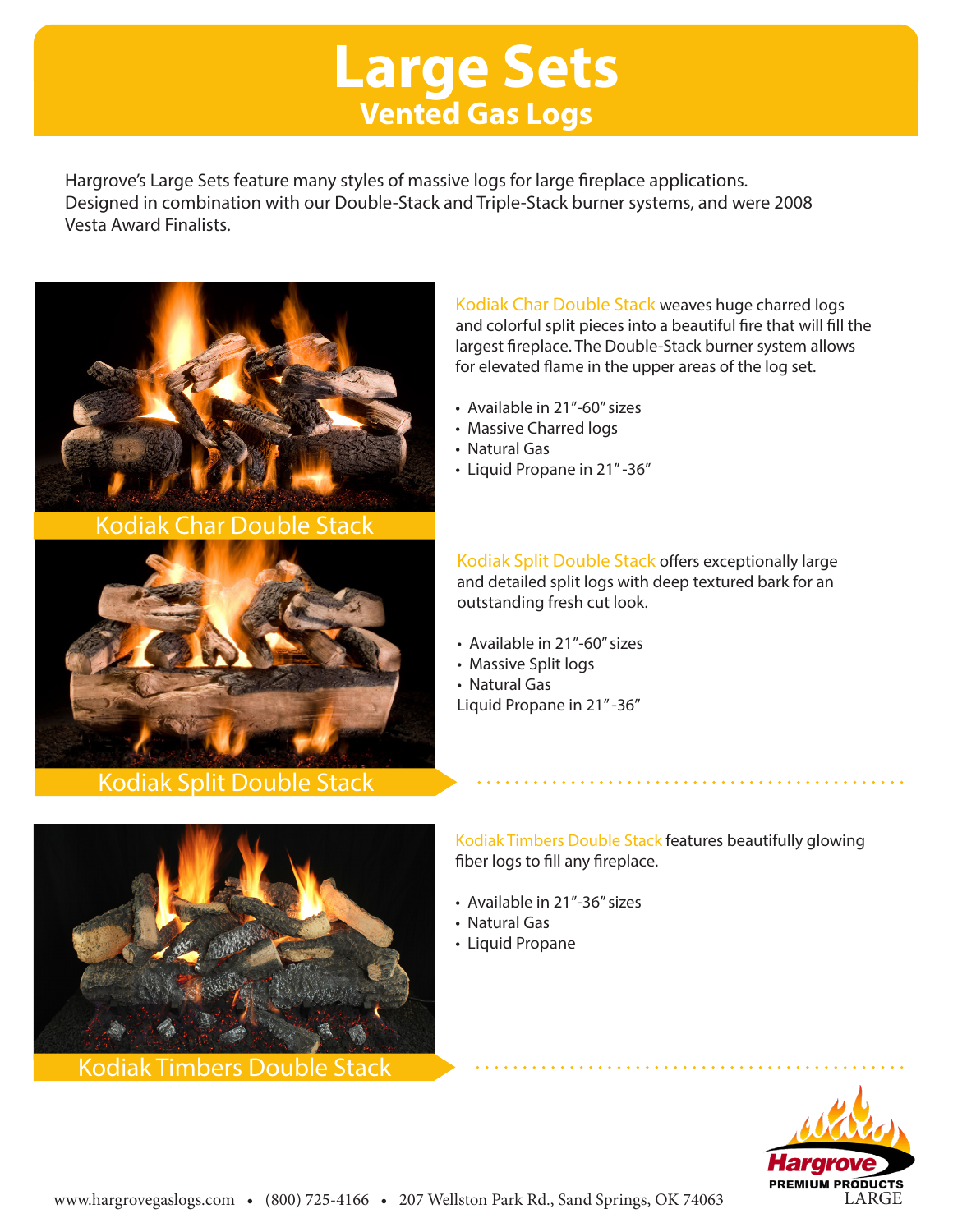# Large Sets

## Vented Gas Logs

Hargrove's Large Sets feature many styles of massive logs for large fireplace applications. Designed in combination with our Double-Stack and Triple-Stack burner systems, and were 2008 Vesta Award Finalists.

Kodiak Char Double Stack

Kodiak Char Double Stack weaves huge charred logs and colorful split pieces into a beautiful fire that will fill the largest fireplace. The Double-Stack burner system allows for elevated flame in the upper areas of the log set.

- Available in 21"-60" sizes
- Massive Charred logs
- Natural Gas
- Liquid Propane in 21"-36"

Kodiak Split Double Stack

Kodiak Split Double Stack offers exceptionally large and detailed split logs with deep textured bark for an outstanding fresh cut look.

- Available in 21"-60" sizes
- Massive Split logs
- Natural Gas

Liquid Propane in 21"-36"

Kodiak Timbers Double Stack

Kodiak Timbers Double Stack features beautifully glowing fiber logs to fill any fireplace.

- Available in 21"-36" sizes
- Natural Gas
- Liquid Propane

Hargrove PREMIUM PRODUCTS

LARGE

www.hargrovegaslogs.com • (800) 725-4166 • 207 Wellston Park Rd., Sand Springs, OK 74063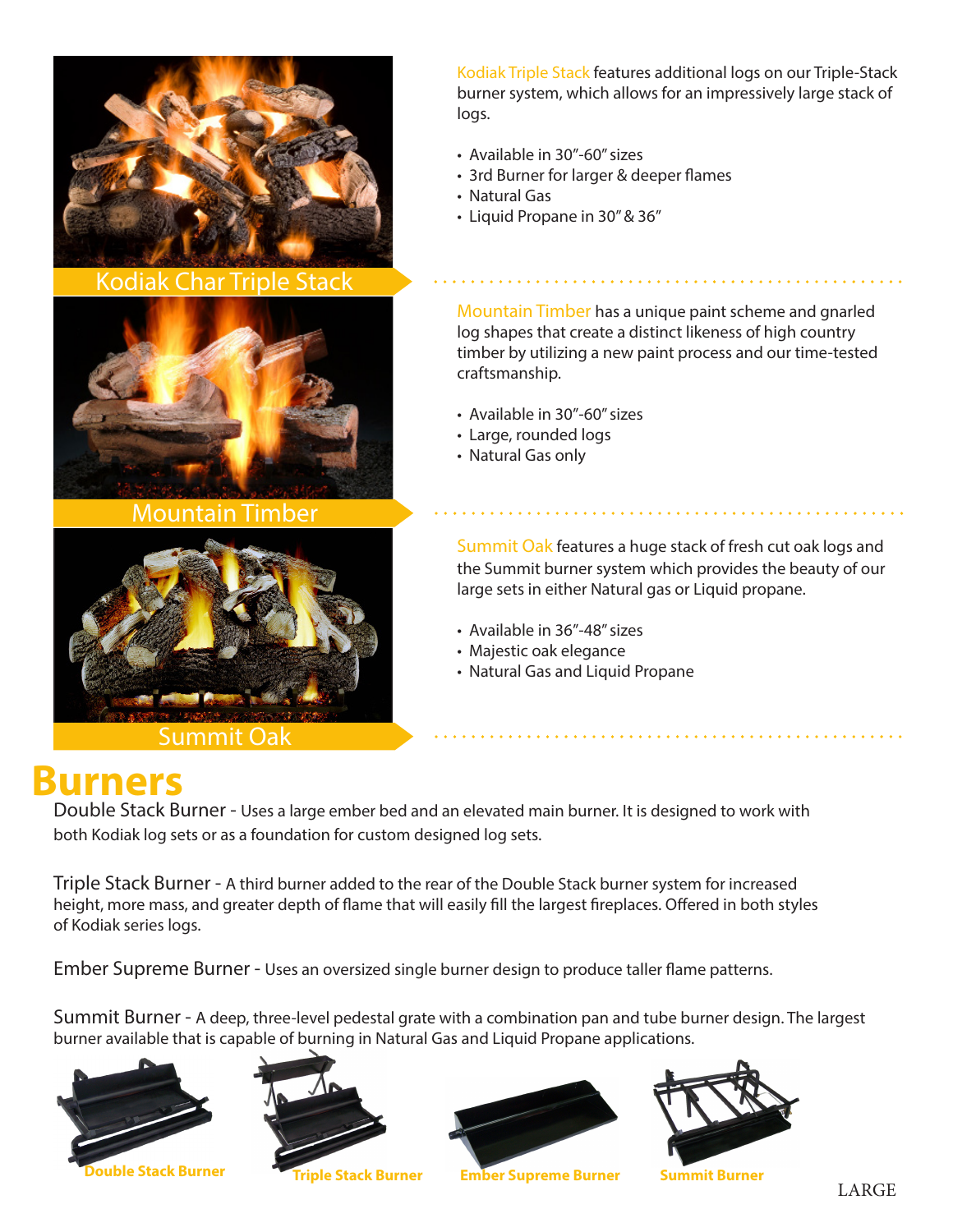Kodiak Char Triple Stack

Kodiak Triple Stack features additional logs on our Triple-Stack burner system, which allows for an impressively large stack of logs.

- Available in 30"-60" sizes
- 3rd Burner for larger & deeper flames
- Natural Gas
- Liquid Propane in 30" & 36"

Mountain Timber

Mountain Timber has a unique paint scheme and gnarled log shapes that create a distinct likeness of high country timber by utilizing a new paint process and our time-tested craftsmanship.

- Available in 30"-60" sizes
- Large, rounded logs
- Natural Gas only

Summit Oak

Summit Oak features a huge stack of fresh cut oak logs and the Summit burner system which provides the beauty of our large sets in either Natural gas or Liquid propane.

- Available in 36"-48" sizes
- Majestic oak elegance
- Natural Gas and Liquid Propane

# Burners

Double Stack Burner - Uses a large ember bed and an elevated main burner. It is designed to work with both Kodiak log sets or as a foundation for custom designed log sets.

Triple Stack Burner - A third burner added to the rear of the Double Stack burner system for increased height, more mass, and greater depth of flame that will easily fill the largest fireplaces. Offered in both styles of Kodiak series logs.

Ember Supreme Burner - Uses an oversized single burner design to produce taller flame patterns.

Summit Burner - A deep, three-level pedestal grate with a combination pan and tube burner design. The largest burner available that is capable of burning in Natural Gas and Liquid Propane applications.

Double Stack Burner

Triple Stack Burner

Ember Supreme Burner

Summit Burner

LARGE